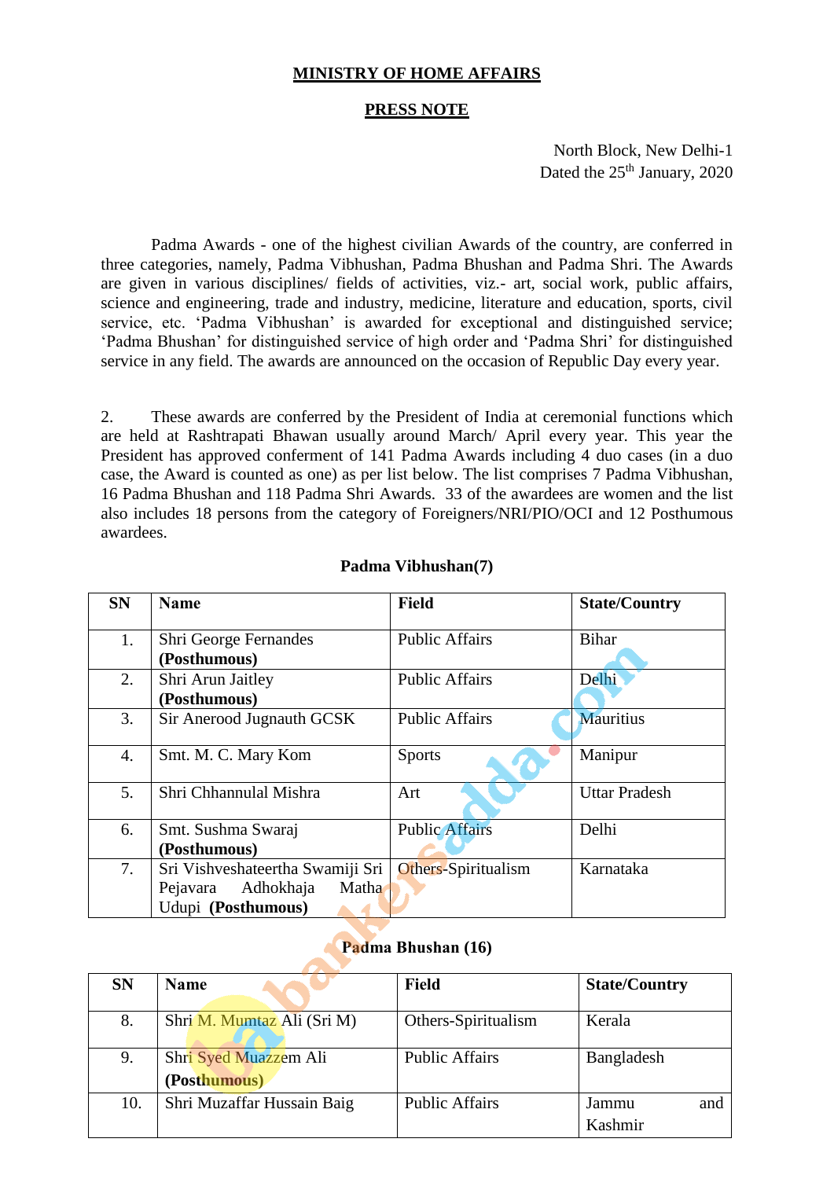**MINISTRY OF HOME AFFAIRS**

**PRESS NOTE**

North Block, New Delhi-1
Dated the 25th January, 2020

Padma Awards - one of the highest civilian Awards of the country, are conferred in three categories, namely, Padma Vibhushan, Padma Bhushan and Padma Shri. The Awards are given in various disciplines/ fields of activities, viz.- art, social work, public affairs, science and engineering, trade and industry, medicine, literature and education, sports, civil service, etc. 'Padma Vibhushan' is awarded for exceptional and distinguished service; 'Padma Bhushan' for distinguished service of high order and 'Padma Shri' for distinguished service in any field. The awards are announced on the occasion of Republic Day every year.

2. These awards are conferred by the President of India at ceremonial functions which are held at Rashtrapati Bhawan usually around March/ April every year. This year the President has approved conferment of 141 Padma Awards including 4 duo cases (in a duo case, the Award is counted as one) as per list below. The list comprises 7 Padma Vibhushan, 16 Padma Bhushan and 118 Padma Shri Awards. 33 of the awardees are women and the list also includes 18 persons from the category of Foreigners/NRI/PIO/OCI and 12 Posthumous awardees.

**Padma Vibhushan(7)**

| SN | Name | Field | State/Country |
|---|---|---|---|
| 1. | Shri George Fernandes **(Posthumous)** | Public Affairs | Bihar |
| 2. | Shri Arun Jaitley **(Posthumous)** | Public Affairs | Delhi |
| 3. | Sir Anerood Jugnauth GCSK | Public Affairs | Mauritius |
| 4. | Smt. M. C. Mary Kom | Sports | Manipur |
| 5. | Shri Chhannulal Mishra | Art | Uttar Pradesh |
| 6. | Smt. Sushma Swaraj **(Posthumous)** | Public Affairs | Delhi |
| 7. | Sri Vishveshateertha Swamiji Sri Pejavara Adhokhaja Matha Udupi **(Posthumous)** | Others-Spiritualism | Karnataka |

**Padma Bhushan (16)**

| SN | Name | Field | State/Country |
|---|---|---|---|
| 8. | Shri M. Mumtaz Ali (Sri M) | Others-Spiritualism | Kerala |
| 9. | Shri Syed Muazzem Ali **(Posthumous)** | Public Affairs | Bangladesh |
| 10. | Shri Muzaffar Hussain Baig | Public Affairs | Jammu and Kashmir |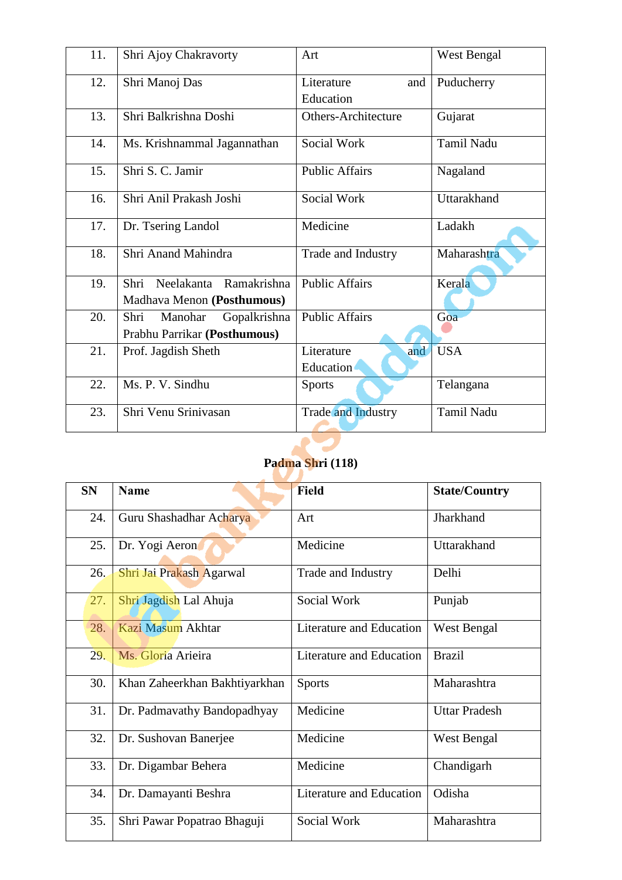| 11. | Shri Ajoy Chakravorty | Art | West Bengal |
|---|---|---|---|
| 12. | Shri Manoj Das | Literature and Education | Puducherry |
| 13. | Shri Balkrishna Doshi | Others-Architecture | Gujarat |
| 14. | Ms. Krishnammal Jagannathan | Social Work | Tamil Nadu |
| 15. | Shri S. C. Jamir | Public Affairs | Nagaland |
| 16. | Shri Anil Prakash Joshi | Social Work | Uttarakhand |
| 17. | Dr. Tsering Landol | Medicine | Ladakh |
| 18. | Shri Anand Mahindra | Trade and Industry | Maharashtra |
| 19. | Shri Neelakanta Ramakrishna Madhava Menon **(Posthumous)** | Public Affairs | Kerala |
| 20. | Shri Manohar Gopalkrishna Prabhu Parrikar **(Posthumous)** | Public Affairs | Goa |
| 21. | Prof. Jagdish Sheth | Literature and Education | USA |
| 22. | Ms. P. V. Sindhu | Sports | Telangana |
| 23. | Shri Venu Srinivasan | Trade and Industry | Tamil Nadu |

**Padma Shri (118)**

| SN | Name | Field | State/Country |
|---|---|---|---|
| 24. | Guru Shashadhar Acharya | Art | Jharkhand |
| 25. | Dr. Yogi Aeron | Medicine | Uttarakhand |
| 26. | Shri Jai Prakash Agarwal | Trade and Industry | Delhi |
| 27. | Shri Jagdish Lal Ahuja | Social Work | Punjab |
| 28. | Kazi Masum Akhtar | Literature and Education | West Bengal |
| 29. | Ms. Gloria Arieira | Literature and Education | Brazil |
| 30. | Khan Zaheerkhan Bakhtiyarkhan | Sports | Maharashtra |
| 31. | Dr. Padmavathy Bandopadhyay | Medicine | Uttar Pradesh |
| 32. | Dr. Sushovan Banerjee | Medicine | West Bengal |
| 33. | Dr. Digambar Behera | Medicine | Chandigarh |
| 34. | Dr. Damayanti Beshra | Literature and Education | Odisha |
| 35. | Shri Pawar Popatrao Bhaguji | Social Work | Maharashtra |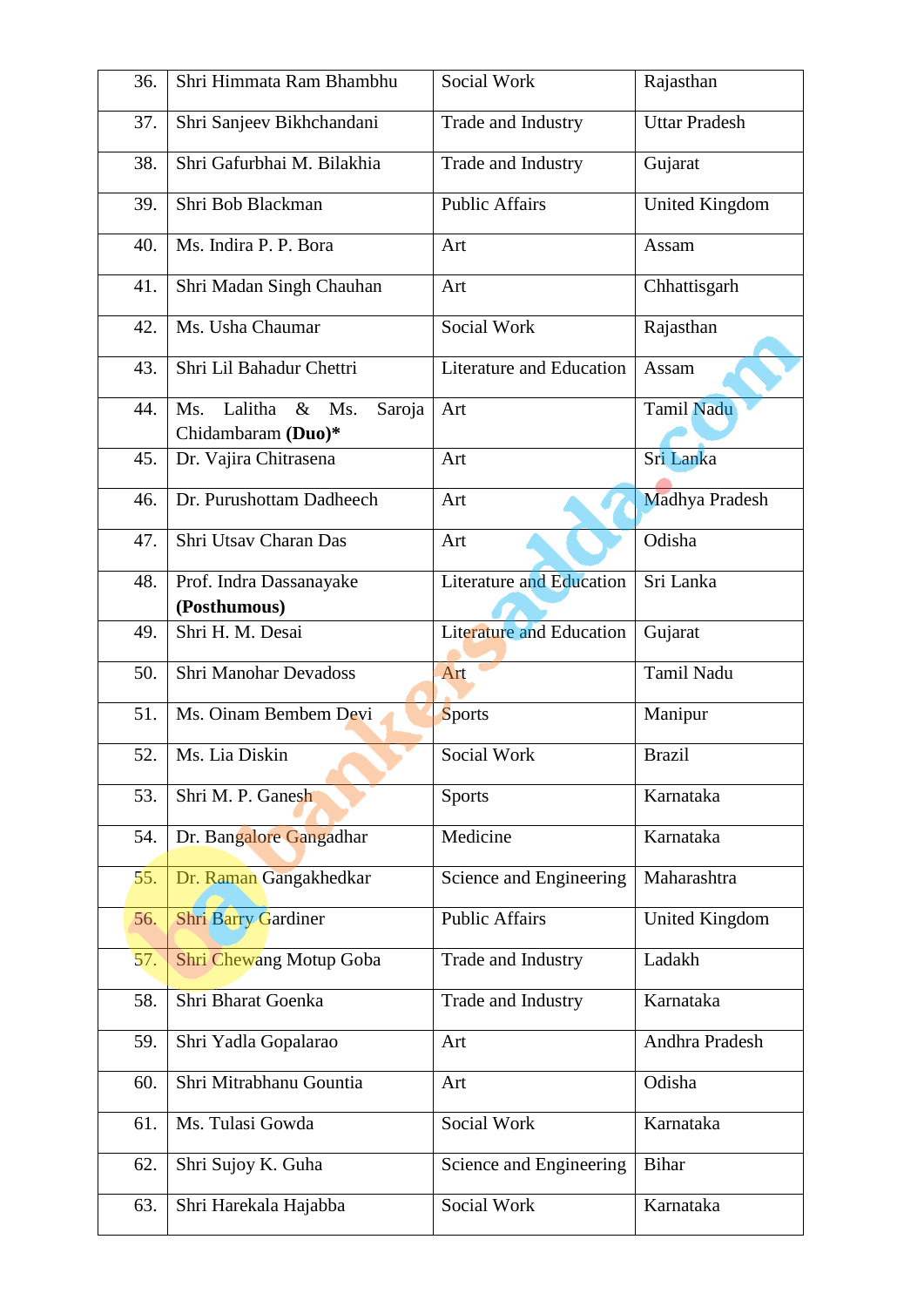| | | | |
|---|---|---|---|
| 36. | Shri Himmata Ram Bhambhu | Social Work | Rajasthan |
| 37. | Shri Sanjeev Bikhchandani | Trade and Industry | Uttar Pradesh |
| 38. | Shri Gafurbhai M. Bilakhia | Trade and Industry | Gujarat |
| 39. | Shri Bob Blackman | Public Affairs | United Kingdom |
| 40. | Ms. Indira P. P. Bora | Art | Assam |
| 41. | Shri Madan Singh Chauhan | Art | Chhattisgarh |
| 42. | Ms. Usha Chaumar | Social Work | Rajasthan |
| 43. | Shri Lil Bahadur Chettri | Literature and Education | Assam |
| 44. | Ms. Lalitha & Ms. Saroja Chidambaram **(Duo)***| Art | Tamil Nadu |
| 45. | Dr. Vajira Chitrasena | Art | Sri Lanka |
| 46. | Dr. Purushottam Dadheech | Art | Madhya Pradesh |
| 47. | Shri Utsav Charan Das | Art | Odisha |
| 48. | Prof. Indra Dassanayake **(Posthumous)** | Literature and Education | Sri Lanka |
| 49. | Shri H. M. Desai | Literature and Education | Gujarat |
| 50. | Shri Manohar Devadoss | Art | Tamil Nadu |
| 51. | Ms. Oinam Bembem Devi | Sports | Manipur |
| 52. | Ms. Lia Diskin | Social Work | Brazil |
| 53. | Shri M. P. Ganesh | Sports | Karnataka |
| 54. | Dr. Bangalore Gangadhar | Medicine | Karnataka |
| 55. | Dr. Raman Gangakhedkar | Science and Engineering | Maharashtra |
| 56. | Shri Barry Gardiner | Public Affairs | United Kingdom |
| 57. | Shri Chewang Motup Goba | Trade and Industry | Ladakh |
| 58. | Shri Bharat Goenka | Trade and Industry | Karnataka |
| 59. | Shri Yadla Gopalarao | Art | Andhra Pradesh |
| 60. | Shri Mitrabhanu Gountia | Art | Odisha |
| 61. | Ms. Tulasi Gowda | Social Work | Karnataka |
| 62. | Shri Sujoy K. Guha | Science and Engineering | Bihar |
| 63. | Shri Harekala Hajabba | Social Work | Karnataka |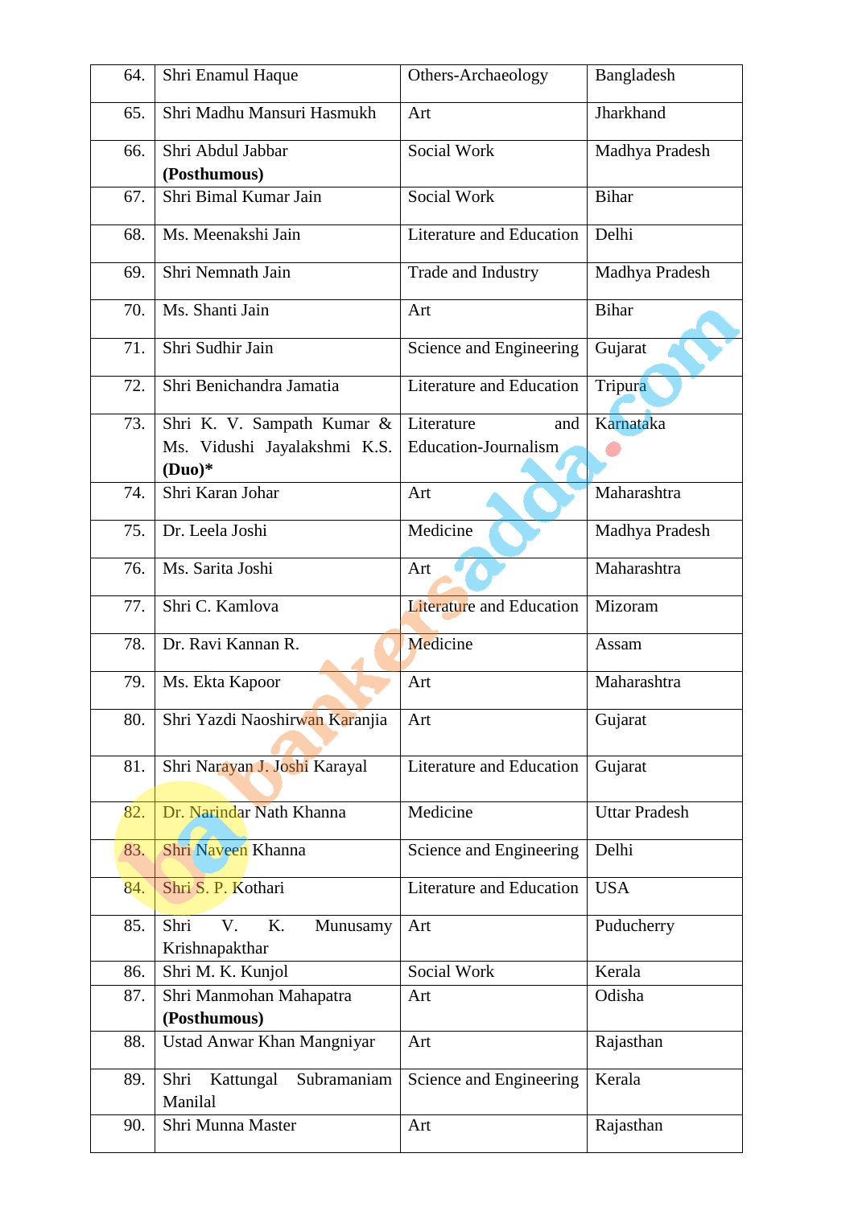| 64. | Shri Enamul Haque | Others-Archaeology | Bangladesh |
|---|---|---|---|
| 65. | Shri Madhu Mansuri Hasmukh | Art | Jharkhand |
| 66. | Shri Abdul Jabbar **(Posthumous)** | Social Work | Madhya Pradesh |
| 67. | Shri Bimal Kumar Jain | Social Work | Bihar |
| 68. | Ms. Meenakshi Jain | Literature and Education | Delhi |
| 69. | Shri Nemnath Jain | Trade and Industry | Madhya Pradesh |
| 70. | Ms. Shanti Jain | Art | Bihar |
| 71. | Shri Sudhir Jain | Science and Engineering | Gujarat |
| 72. | Shri Benichandra Jamatia | Literature and Education | Tripura |
| 73. | Shri K. V. Sampath Kumar & Ms. Vidushi Jayalakshmi K.S. **(Duo)*** | Literature and Education-Journalism | Karnataka |
| 74. | Shri Karan Johar | Art | Maharashtra |
| 75. | Dr. Leela Joshi | Medicine | Madhya Pradesh |
| 76. | Ms. Sarita Joshi | Art | Maharashtra |
| 77. | Shri C. Kamlova | Literature and Education | Mizoram |
| 78. | Dr. Ravi Kannan R. | Medicine | Assam |
| 79. | Ms. Ekta Kapoor | Art | Maharashtra |
| 80. | Shri Yazdi Naoshirwan Karanjia | Art | Gujarat |
| 81. | Shri Narayan J. Joshi Karayal | Literature and Education | Gujarat |
| 82. | Dr. Narindar Nath Khanna | Medicine | Uttar Pradesh |
| 83. | Shri Naveen Khanna | Science and Engineering | Delhi |
| 84. | Shri S. P. Kothari | Literature and Education | USA |
| 85. | Shri V. K. Munusamy Krishnapakthar | Art | Puducherry |
| 86. | Shri M. K. Kunjol | Social Work | Kerala |
| 87. | Shri Manmohan Mahapatra **(Posthumous)** | Art | Odisha |
| 88. | Ustad Anwar Khan Mangniyar | Art | Rajasthan |
| 89. | Shri Kattungal Subramaniam Manilal | Science and Engineering | Kerala |
| 90. | Shri Munna Master | Art | Rajasthan |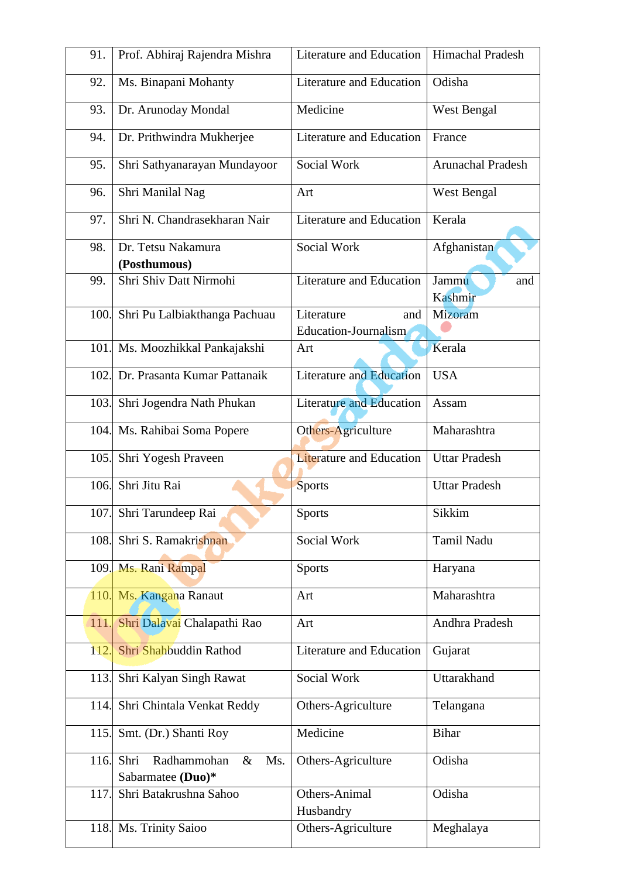| 91. | Prof. Abhiraj Rajendra Mishra | Literature and Education | Himachal Pradesh |
|---|---|---|---|
| 92. | Ms. Binapani Mohanty | Literature and Education | Odisha |
| 93. | Dr. Arunoday Mondal | Medicine | West Bengal |
| 94. | Dr. Prithwindra Mukherjee | Literature and Education | France |
| 95. | Shri Sathyanarayan Mundayoor | Social Work | Arunachal Pradesh |
| 96. | Shri Manilal Nag | Art | West Bengal |
| 97. | Shri N. Chandrasekharan Nair | Literature and Education | Kerala |
| 98. | Dr. Tetsu Nakamura **(Posthumous)** | Social Work | Afghanistan |
| 99. | Shri Shiv Datt Nirmohi | Literature and Education | Jammu and Kashmir |
| 100. | Shri Pu Lalbiakthanga Pachuau | Literature and Education-Journalism | Mizoram |
| 101. | Ms. Moozhikkal Pankajakshi | Art | Kerala |
| 102. | Dr. Prasanta Kumar Pattanaik | Literature and Education | USA |
| 103. | Shri Jogendra Nath Phukan | Literature and Education | Assam |
| 104. | Ms. Rahibai Soma Popere | Others-Agriculture | Maharashtra |
| 105. | Shri Yogesh Praveen | Literature and Education | Uttar Pradesh |
| 106. | Shri Jitu Rai | Sports | Uttar Pradesh |
| 107. | Shri Tarundeep Rai | Sports | Sikkim |
| 108. | Shri S. Ramakrishnan | Social Work | Tamil Nadu |
| 109. | Ms. Rani Rampal | Sports | Haryana |
| 110. | Ms. Kangana Ranaut | Art | Maharashtra |
| 111. | Shri Dalavai Chalapathi Rao | Art | Andhra Pradesh |
| 112. | Shri Shahbuddin Rathod | Literature and Education | Gujarat |
| 113. | Shri Kalyan Singh Rawat | Social Work | Uttarakhand |
| 114. | Shri Chintala Venkat Reddy | Others-Agriculture | Telangana |
| 115. | Smt. (Dr.) Shanti Roy | Medicine | Bihar |
| 116. | Shri Radhammohan & Ms. Sabarmatee **(Duo)***| Others-Agriculture | Odisha |
| 117. | Shri Batakrushna Sahoo | Others-Animal Husbandry | Odisha |
| 118. | Ms. Trinity Saioo | Others-Agriculture | Meghalaya |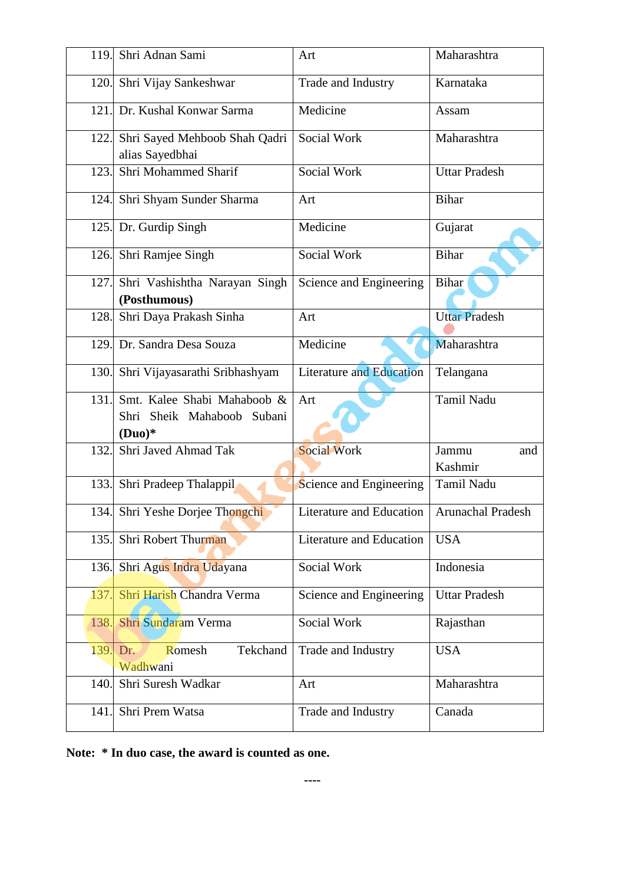| | | | |
|---|---|---|---|
| 119. | Shri Adnan Sami | Art | Maharashtra |
| 120. | Shri Vijay Sankeshwar | Trade and Industry | Karnataka |
| 121. | Dr. Kushal Konwar Sarma | Medicine | Assam |
| 122. | Shri Sayed Mehboob Shah Qadri alias Sayedbhai | Social Work | Maharashtra |
| 123. | Shri Mohammed Sharif | Social Work | Uttar Pradesh |
| 124. | Shri Shyam Sunder Sharma | Art | Bihar |
| 125. | Dr. Gurdip Singh | Medicine | Gujarat |
| 126. | Shri Ramjee Singh | Social Work | Bihar |
| 127. | Shri Vashishtha Narayan Singh **(Posthumous)** | Science and Engineering | Bihar |
| 128. | Shri Daya Prakash Sinha | Art | Uttar Pradesh |
| 129. | Dr. Sandra Desa Souza | Medicine | Maharashtra |
| 130. | Shri Vijayasarathi Sribhashyam | Literature and Education | Telangana |
| 131. | Smt. Kalee Shabi Mahaboob & Shri Sheik Mahaboob Subani **(Duo)*** | Art | Tamil Nadu |
| 132. | Shri Javed Ahmad Tak | Social Work | Jammu and Kashmir |
| 133. | Shri Pradeep Thalappil | Science and Engineering | Tamil Nadu |
| 134. | Shri Yeshe Dorjee Thongchi | Literature and Education | Arunachal Pradesh |
| 135. | Shri Robert Thurman | Literature and Education | USA |
| 136. | Shri Agus Indra Udayana | Social Work | Indonesia |
| 137. | Shri Harish Chandra Verma | Science and Engineering | Uttar Pradesh |
| 138. | Shri Sundaram Verma | Social Work | Rajasthan |
| 139. | Dr. Romesh Tekchand Wadhwani | Trade and Industry | USA |
| 140. | Shri Suresh Wadkar | Art | Maharashtra |
| 141. | Shri Prem Watsa | Trade and Industry | Canada |

**Note: * In duo case, the award is counted as one.**

----